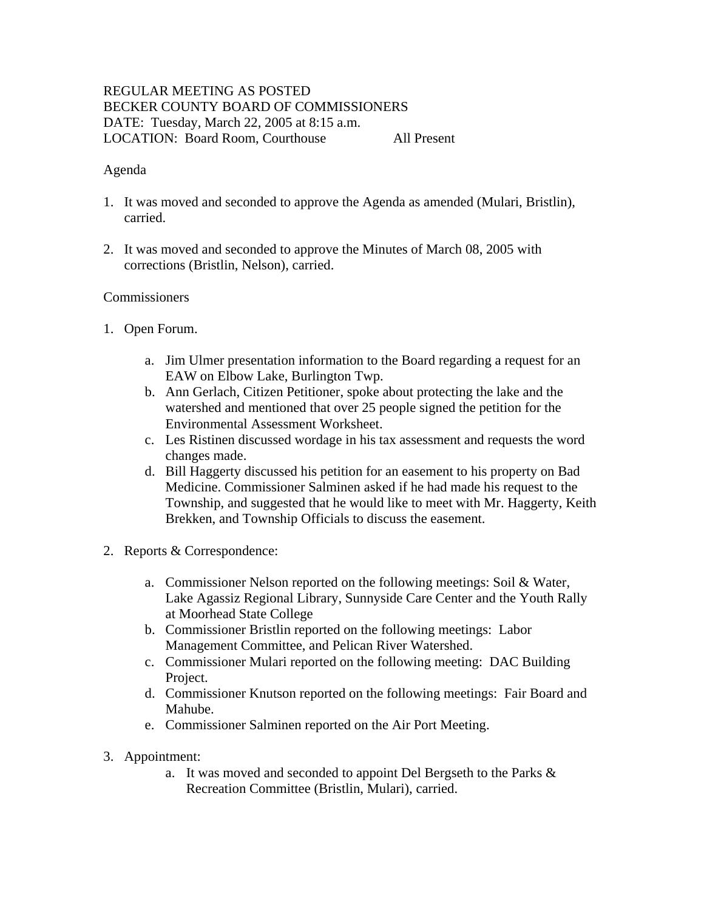REGULAR MEETING AS POSTED
BECKER COUNTY BOARD OF COMMISSIONERS
DATE: Tuesday, March 22, 2005 at 8:15 a.m.
LOCATION: Board Room, Courthouse All Present

Agenda

1. It was moved and seconded to approve the Agenda as amended (Mulari, Bristlin), carried.

2. It was moved and seconded to approve the Minutes of March 08, 2005 with corrections (Bristlin, Nelson), carried.

Commissioners

1. Open Forum.

    a. Jim Ulmer presentation information to the Board regarding a request for an EAW on Elbow Lake, Burlington Twp.
    b. Ann Gerlach, Citizen Petitioner, spoke about protecting the lake and the watershed and mentioned that over 25 people signed the petition for the Environmental Assessment Worksheet.
    c. Les Ristinen discussed wordage in his tax assessment and requests the word changes made.
    d. Bill Haggerty discussed his petition for an easement to his property on Bad Medicine. Commissioner Salminen asked if he had made his request to the Township, and suggested that he would like to meet with Mr. Haggerty, Keith Brekken, and Township Officials to discuss the easement.

2. Reports & Correspondence:

    a. Commissioner Nelson reported on the following meetings: Soil & Water, Lake Agassiz Regional Library, Sunnyside Care Center and the Youth Rally at Moorhead State College
    b. Commissioner Bristlin reported on the following meetings: Labor Management Committee, and Pelican River Watershed.
    c. Commissioner Mulari reported on the following meeting: DAC Building Project.
    d. Commissioner Knutson reported on the following meetings: Fair Board and Mahube.
    e. Commissioner Salminen reported on the Air Port Meeting.

3. Appointment:
    a. It was moved and seconded to appoint Del Bergseth to the Parks & Recreation Committee (Bristlin, Mulari), carried.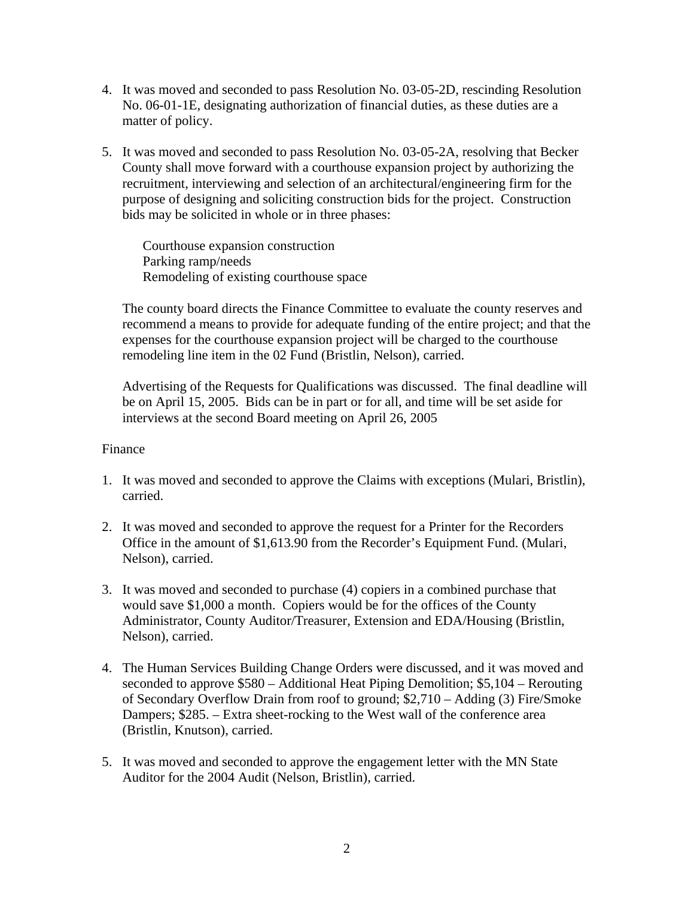4. It was moved and seconded to pass Resolution No. 03-05-2D, rescinding Resolution No. 06-01-1E, designating authorization of financial duties, as these duties are a matter of policy.

5. It was moved and seconded to pass Resolution No. 03-05-2A, resolving that Becker County shall move forward with a courthouse expansion project by authorizing the recruitment, interviewing and selection of an architectural/engineering firm for the purpose of designing and soliciting construction bids for the project. Construction bids may be solicited in whole or in three phases:

   Courthouse expansion construction
   Parking ramp/needs
   Remodeling of existing courthouse space

   The county board directs the Finance Committee to evaluate the county reserves and recommend a means to provide for adequate funding of the entire project; and that the expenses for the courthouse expansion project will be charged to the courthouse remodeling line item in the 02 Fund (Bristlin, Nelson), carried.

   Advertising of the Requests for Qualifications was discussed. The final deadline will be on April 15, 2005. Bids can be in part or for all, and time will be set aside for interviews at the second Board meeting on April 26, 2005

Finance

1. It was moved and seconded to approve the Claims with exceptions (Mulari, Bristlin), carried.

2. It was moved and seconded to approve the request for a Printer for the Recorders Office in the amount of $1,613.90 from the Recorder's Equipment Fund. (Mulari, Nelson), carried.

3. It was moved and seconded to purchase (4) copiers in a combined purchase that would save $1,000 a month. Copiers would be for the offices of the County Administrator, County Auditor/Treasurer, Extension and EDA/Housing (Bristlin, Nelson), carried.

4. The Human Services Building Change Orders were discussed, and it was moved and seconded to approve $580 – Additional Heat Piping Demolition; $5,104 – Rerouting of Secondary Overflow Drain from roof to ground; $2,710 – Adding (3) Fire/Smoke Dampers; $285. – Extra sheet-rocking to the West wall of the conference area (Bristlin, Knutson), carried.

5. It was moved and seconded to approve the engagement letter with the MN State Auditor for the 2004 Audit (Nelson, Bristlin), carried.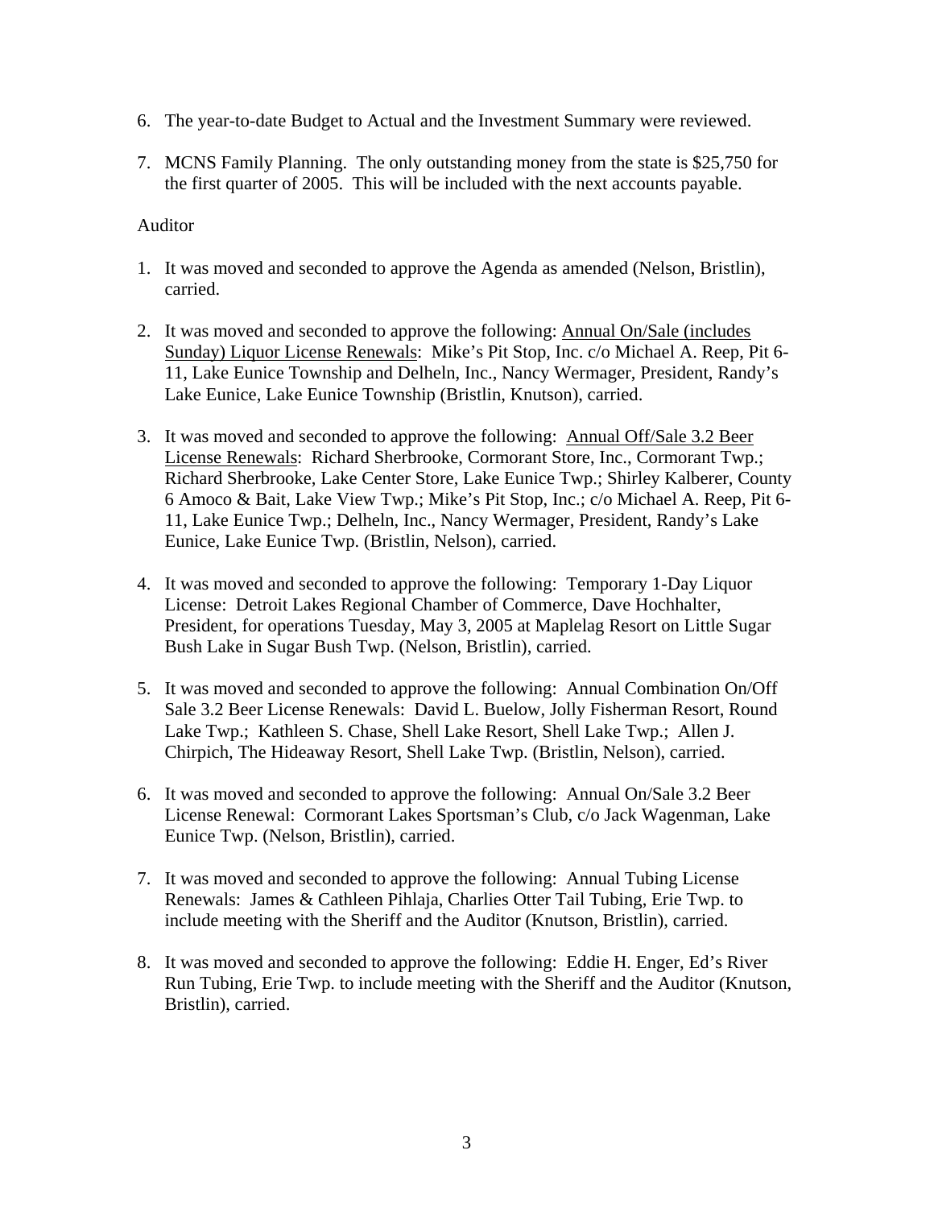6. The year-to-date Budget to Actual and the Investment Summary were reviewed.

7. MCNS Family Planning. The only outstanding money from the state is $25,750 for the first quarter of 2005. This will be included with the next accounts payable.

Auditor

1. It was moved and seconded to approve the Agenda as amended (Nelson, Bristlin), carried.

2. It was moved and seconded to approve the following: <u>Annual On/Sale (includes Sunday) Liquor License Renewals</u>: Mike's Pit Stop, Inc. c/o Michael A. Reep, Pit 6-11, Lake Eunice Township and Delheln, Inc., Nancy Wermager, President, Randy's Lake Eunice, Lake Eunice Township (Bristlin, Knutson), carried.

3. It was moved and seconded to approve the following: <u>Annual Off/Sale 3.2 Beer License Renewals</u>: Richard Sherbrooke, Cormorant Store, Inc., Cormorant Twp.; Richard Sherbrooke, Lake Center Store, Lake Eunice Twp.; Shirley Kalberer, County 6 Amoco & Bait, Lake View Twp.; Mike's Pit Stop, Inc.; c/o Michael A. Reep, Pit 6-11, Lake Eunice Twp.; Delheln, Inc., Nancy Wermager, President, Randy's Lake Eunice, Lake Eunice Twp. (Bristlin, Nelson), carried.

4. It was moved and seconded to approve the following: Temporary 1-Day Liquor License: Detroit Lakes Regional Chamber of Commerce, Dave Hochhalter, President, for operations Tuesday, May 3, 2005 at Maplelag Resort on Little Sugar Bush Lake in Sugar Bush Twp. (Nelson, Bristlin), carried.

5. It was moved and seconded to approve the following: Annual Combination On/Off Sale 3.2 Beer License Renewals: David L. Buelow, Jolly Fisherman Resort, Round Lake Twp.; Kathleen S. Chase, Shell Lake Resort, Shell Lake Twp.; Allen J. Chirpich, The Hideaway Resort, Shell Lake Twp. (Bristlin, Nelson), carried.

6. It was moved and seconded to approve the following: Annual On/Sale 3.2 Beer License Renewal: Cormorant Lakes Sportsman's Club, c/o Jack Wagenman, Lake Eunice Twp. (Nelson, Bristlin), carried.

7. It was moved and seconded to approve the following: Annual Tubing License Renewals: James & Cathleen Pihlaja, Charlies Otter Tail Tubing, Erie Twp. to include meeting with the Sheriff and the Auditor (Knutson, Bristlin), carried.

8. It was moved and seconded to approve the following: Eddie H. Enger, Ed's River Run Tubing, Erie Twp. to include meeting with the Sheriff and the Auditor (Knutson, Bristlin), carried.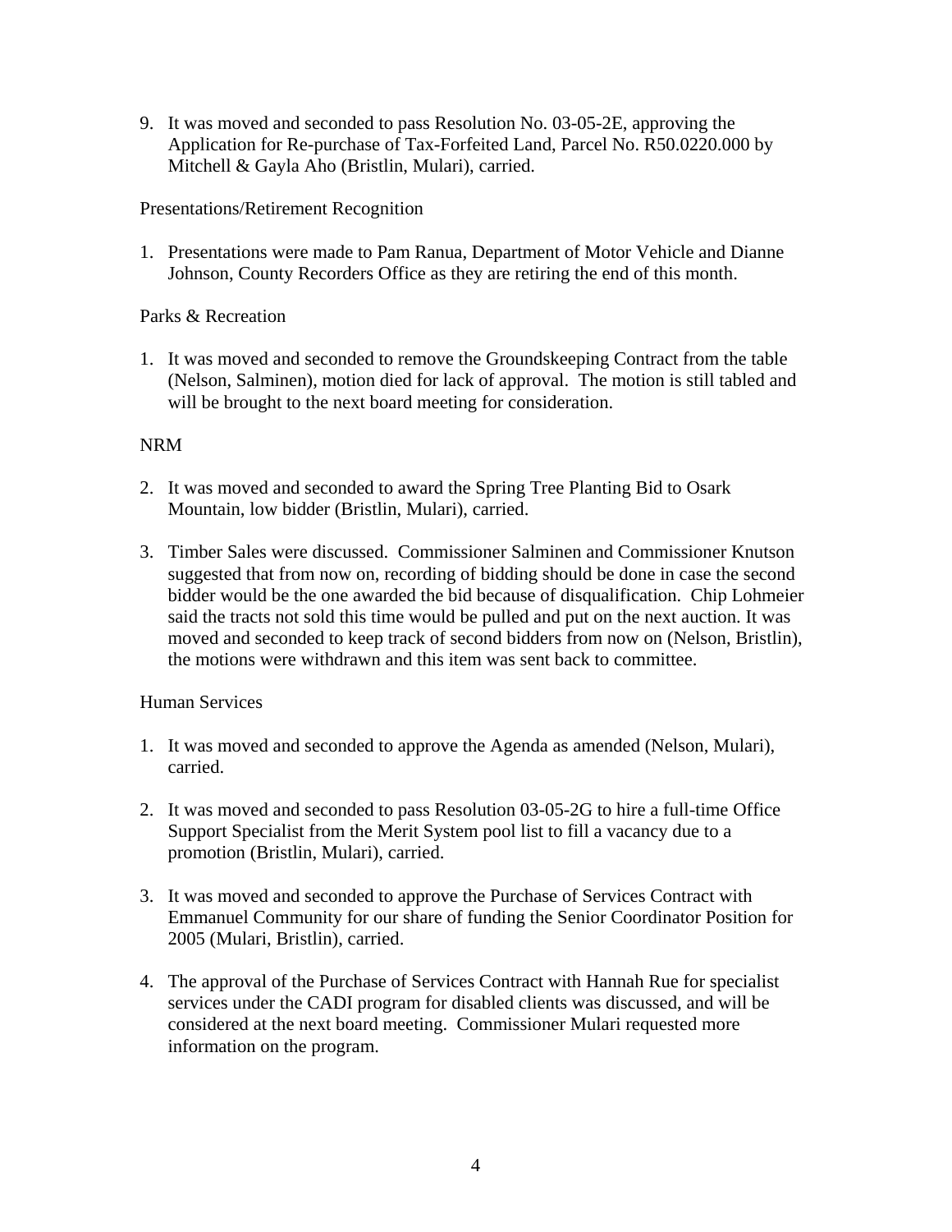9. It was moved and seconded to pass Resolution No. 03-05-2E, approving the Application for Re-purchase of Tax-Forfeited Land, Parcel No. R50.0220.000 by Mitchell & Gayla Aho (Bristlin, Mulari), carried.

Presentations/Retirement Recognition

1. Presentations were made to Pam Ranua, Department of Motor Vehicle and Dianne Johnson, County Recorders Office as they are retiring the end of this month.

Parks & Recreation

1. It was moved and seconded to remove the Groundskeeping Contract from the table (Nelson, Salminen), motion died for lack of approval. The motion is still tabled and will be brought to the next board meeting for consideration.

NRM

2. It was moved and seconded to award the Spring Tree Planting Bid to Osark Mountain, low bidder (Bristlin, Mulari), carried.

3. Timber Sales were discussed. Commissioner Salminen and Commissioner Knutson suggested that from now on, recording of bidding should be done in case the second bidder would be the one awarded the bid because of disqualification. Chip Lohmeier said the tracts not sold this time would be pulled and put on the next auction. It was moved and seconded to keep track of second bidders from now on (Nelson, Bristlin), the motions were withdrawn and this item was sent back to committee.

Human Services

1. It was moved and seconded to approve the Agenda as amended (Nelson, Mulari), carried.

2. It was moved and seconded to pass Resolution 03-05-2G to hire a full-time Office Support Specialist from the Merit System pool list to fill a vacancy due to a promotion (Bristlin, Mulari), carried.

3. It was moved and seconded to approve the Purchase of Services Contract with Emmanuel Community for our share of funding the Senior Coordinator Position for 2005 (Mulari, Bristlin), carried.

4. The approval of the Purchase of Services Contract with Hannah Rue for specialist services under the CADI program for disabled clients was discussed, and will be considered at the next board meeting. Commissioner Mulari requested more information on the program.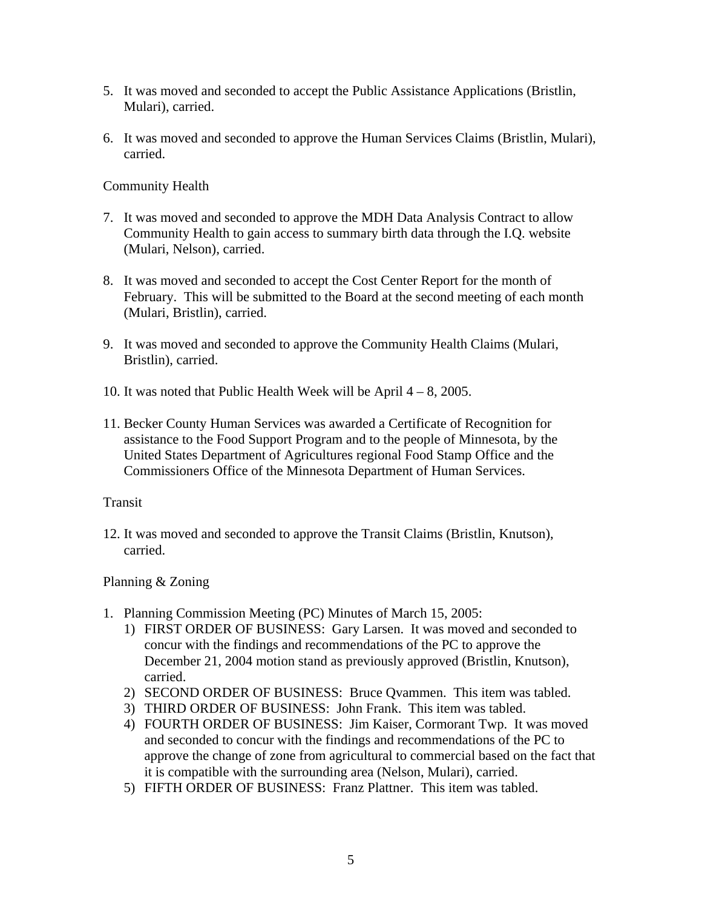5. It was moved and seconded to accept the Public Assistance Applications (Bristlin, Mulari), carried.

6. It was moved and seconded to approve the Human Services Claims (Bristlin, Mulari), carried.

Community Health

7. It was moved and seconded to approve the MDH Data Analysis Contract to allow Community Health to gain access to summary birth data through the I.Q. website (Mulari, Nelson), carried.

8. It was moved and seconded to accept the Cost Center Report for the month of February. This will be submitted to the Board at the second meeting of each month (Mulari, Bristlin), carried.

9. It was moved and seconded to approve the Community Health Claims (Mulari, Bristlin), carried.

10. It was noted that Public Health Week will be April 4 – 8, 2005.

11. Becker County Human Services was awarded a Certificate of Recognition for assistance to the Food Support Program and to the people of Minnesota, by the United States Department of Agricultures regional Food Stamp Office and the Commissioners Office of the Minnesota Department of Human Services.

Transit

12. It was moved and seconded to approve the Transit Claims (Bristlin, Knutson), carried.

Planning & Zoning

1. Planning Commission Meeting (PC) Minutes of March 15, 2005:
    1) FIRST ORDER OF BUSINESS: Gary Larsen. It was moved and seconded to concur with the findings and recommendations of the PC to approve the December 21, 2004 motion stand as previously approved (Bristlin, Knutson), carried.
    2) SECOND ORDER OF BUSINESS: Bruce Qvammen. This item was tabled.
    3) THIRD ORDER OF BUSINESS: John Frank. This item was tabled.
    4) FOURTH ORDER OF BUSINESS: Jim Kaiser, Cormorant Twp. It was moved and seconded to concur with the findings and recommendations of the PC to approve the change of zone from agricultural to commercial based on the fact that it is compatible with the surrounding area (Nelson, Mulari), carried.
    5) FIFTH ORDER OF BUSINESS: Franz Plattner. This item was tabled.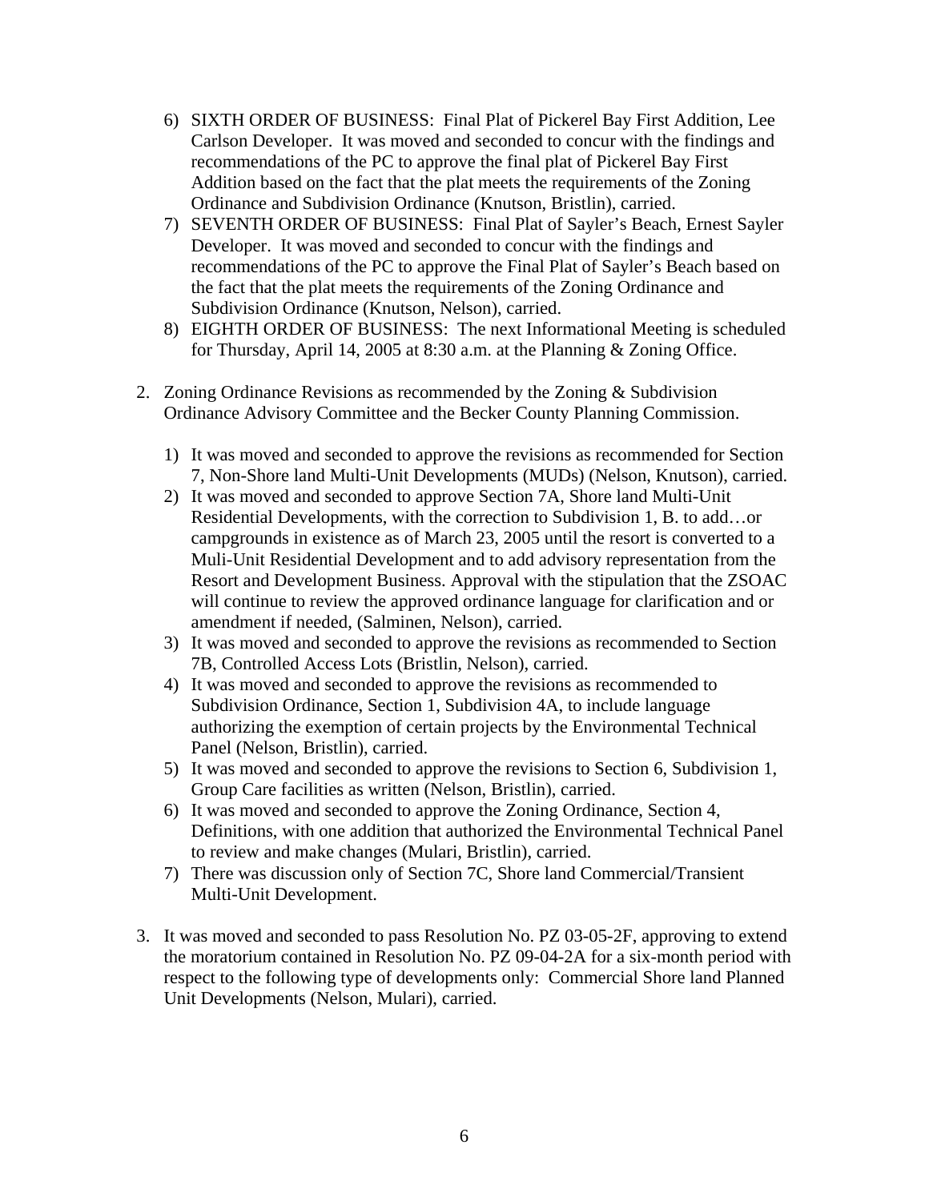6) SIXTH ORDER OF BUSINESS: Final Plat of Pickerel Bay First Addition, Lee Carlson Developer. It was moved and seconded to concur with the findings and recommendations of the PC to approve the final plat of Pickerel Bay First Addition based on the fact that the plat meets the requirements of the Zoning Ordinance and Subdivision Ordinance (Knutson, Bristlin), carried.
7) SEVENTH ORDER OF BUSINESS: Final Plat of Sayler's Beach, Ernest Sayler Developer. It was moved and seconded to concur with the findings and recommendations of the PC to approve the Final Plat of Sayler's Beach based on the fact that the plat meets the requirements of the Zoning Ordinance and Subdivision Ordinance (Knutson, Nelson), carried.
8) EIGHTH ORDER OF BUSINESS: The next Informational Meeting is scheduled for Thursday, April 14, 2005 at 8:30 a.m. at the Planning & Zoning Office.

2. Zoning Ordinance Revisions as recommended by the Zoning & Subdivision Ordinance Advisory Committee and the Becker County Planning Commission.

   1) It was moved and seconded to approve the revisions as recommended for Section 7, Non-Shore land Multi-Unit Developments (MUDs) (Nelson, Knutson), carried.
   2) It was moved and seconded to approve Section 7A, Shore land Multi-Unit Residential Developments, with the correction to Subdivision 1, B. to add…or campgrounds in existence as of March 23, 2005 until the resort is converted to a Muli-Unit Residential Development and to add advisory representation from the Resort and Development Business. Approval with the stipulation that the ZSOAC will continue to review the approved ordinance language for clarification and or amendment if needed, (Salminen, Nelson), carried.
   3) It was moved and seconded to approve the revisions as recommended to Section 7B, Controlled Access Lots (Bristlin, Nelson), carried.
   4) It was moved and seconded to approve the revisions as recommended to Subdivision Ordinance, Section 1, Subdivision 4A, to include language authorizing the exemption of certain projects by the Environmental Technical Panel (Nelson, Bristlin), carried.
   5) It was moved and seconded to approve the revisions to Section 6, Subdivision 1, Group Care facilities as written (Nelson, Bristlin), carried.
   6) It was moved and seconded to approve the Zoning Ordinance, Section 4, Definitions, with one addition that authorized the Environmental Technical Panel to review and make changes (Mulari, Bristlin), carried.
   7) There was discussion only of Section 7C, Shore land Commercial/Transient Multi-Unit Development.

3. It was moved and seconded to pass Resolution No. PZ 03-05-2F, approving to extend the moratorium contained in Resolution No. PZ 09-04-2A for a six-month period with respect to the following type of developments only: Commercial Shore land Planned Unit Developments (Nelson, Mulari), carried.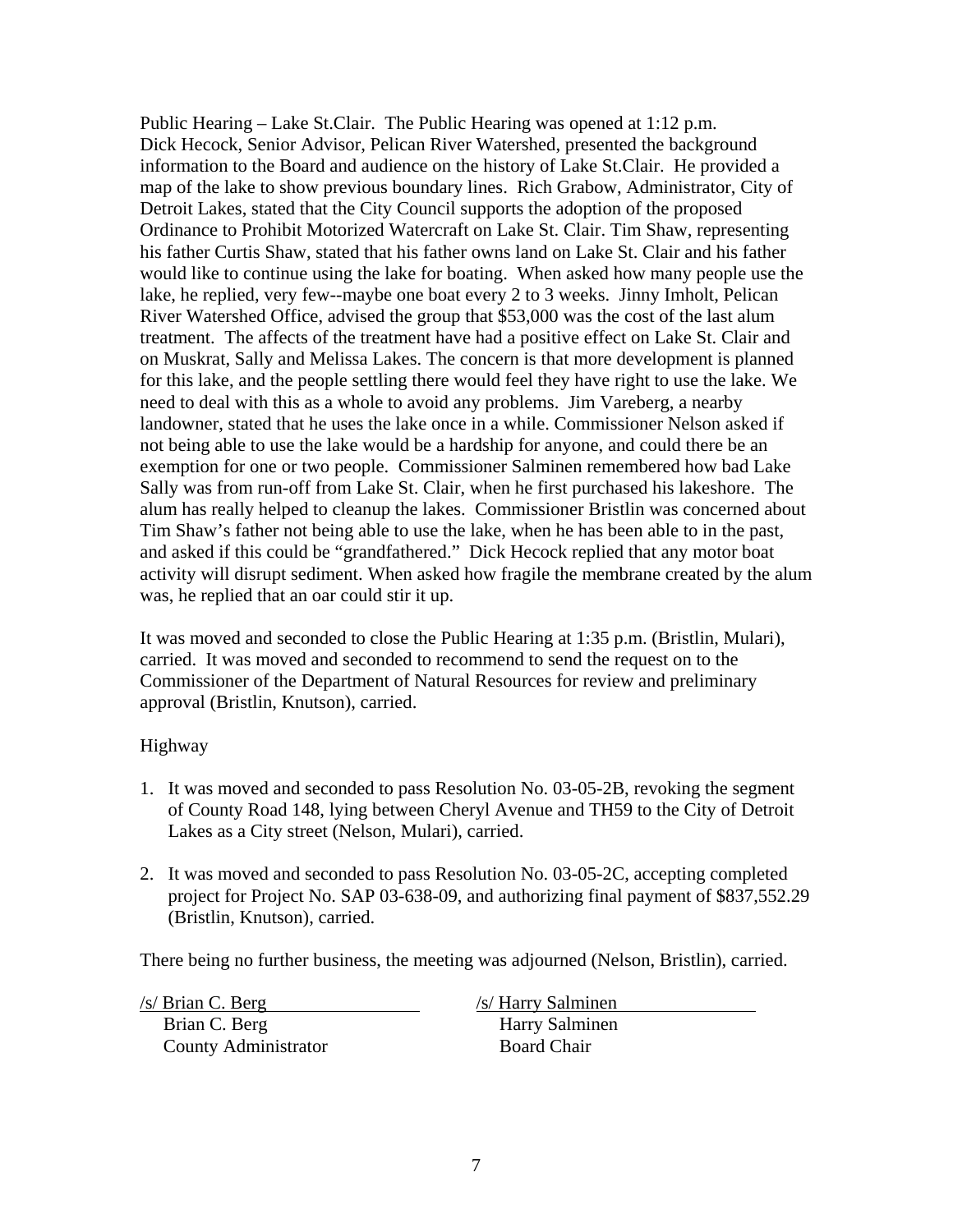Public Hearing – Lake St.Clair. The Public Hearing was opened at 1:12 p.m. Dick Hecock, Senior Advisor, Pelican River Watershed, presented the background information to the Board and audience on the history of Lake St.Clair. He provided a map of the lake to show previous boundary lines. Rich Grabow, Administrator, City of Detroit Lakes, stated that the City Council supports the adoption of the proposed Ordinance to Prohibit Motorized Watercraft on Lake St. Clair. Tim Shaw, representing his father Curtis Shaw, stated that his father owns land on Lake St. Clair and his father would like to continue using the lake for boating. When asked how many people use the lake, he replied, very few--maybe one boat every 2 to 3 weeks. Jinny Imholt, Pelican River Watershed Office, advised the group that $53,000 was the cost of the last alum treatment. The affects of the treatment have had a positive effect on Lake St. Clair and on Muskrat, Sally and Melissa Lakes. The concern is that more development is planned for this lake, and the people settling there would feel they have right to use the lake. We need to deal with this as a whole to avoid any problems. Jim Vareberg, a nearby landowner, stated that he uses the lake once in a while. Commissioner Nelson asked if not being able to use the lake would be a hardship for anyone, and could there be an exemption for one or two people. Commissioner Salminen remembered how bad Lake Sally was from run-off from Lake St. Clair, when he first purchased his lakeshore. The alum has really helped to cleanup the lakes. Commissioner Bristlin was concerned about Tim Shaw's father not being able to use the lake, when he has been able to in the past, and asked if this could be "grandfathered." Dick Hecock replied that any motor boat activity will disrupt sediment. When asked how fragile the membrane created by the alum was, he replied that an oar could stir it up.

It was moved and seconded to close the Public Hearing at 1:35 p.m. (Bristlin, Mulari), carried. It was moved and seconded to recommend to send the request on to the Commissioner of the Department of Natural Resources for review and preliminary approval (Bristlin, Knutson), carried.

Highway

1. It was moved and seconded to pass Resolution No. 03-05-2B, revoking the segment of County Road 148, lying between Cheryl Avenue and TH59 to the City of Detroit Lakes as a City street (Nelson, Mulari), carried.

2. It was moved and seconded to pass Resolution No. 03-05-2C, accepting completed project for Project No. SAP 03-638-09, and authorizing final payment of $837,552.29 (Bristlin, Knutson), carried.

There being no further business, the meeting was adjourned (Nelson, Bristlin), carried.

/s/ Brian C. Berg
Brian C. Berg
County Administrator

/s/ Harry Salminen
Harry Salminen
Board Chair